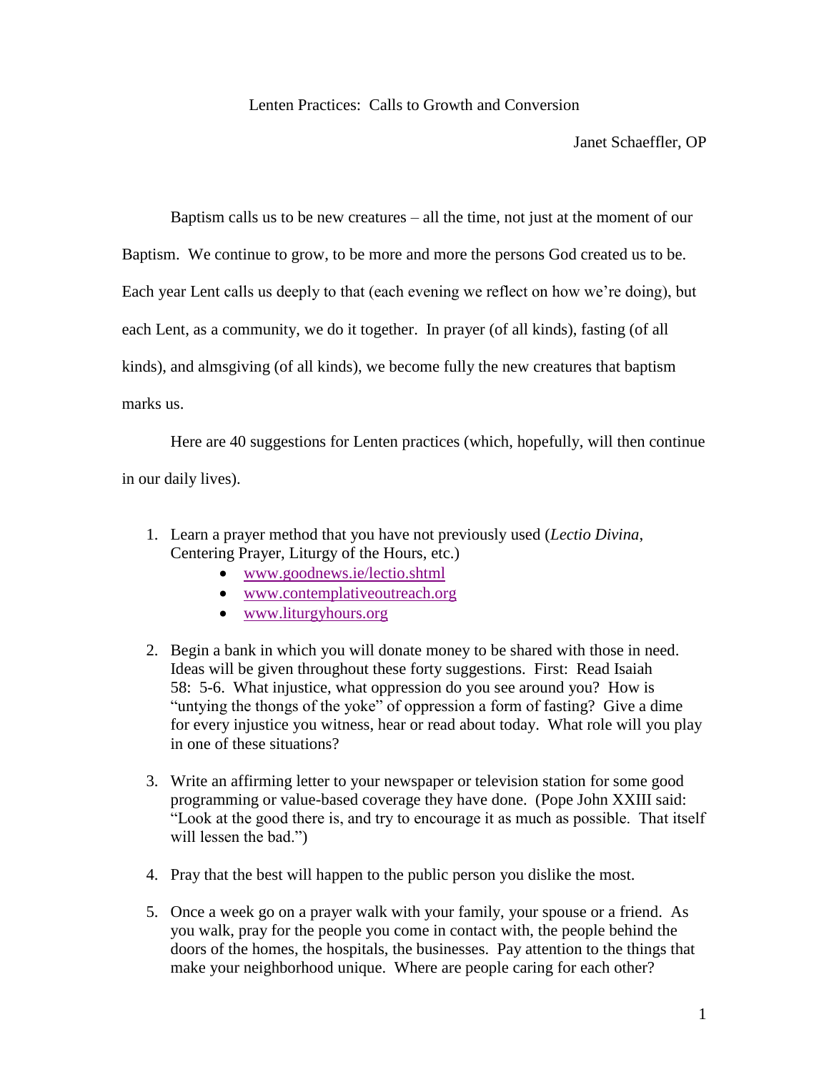# Lenten Practices: Calls to Growth and Conversion

Janet Schaeffler, OP

Baptism calls us to be new creatures – all the time, not just at the moment of our Baptism. We continue to grow, to be more and more the persons God created us to be. Each year Lent calls us deeply to that (each evening we reflect on how we're doing), but each Lent, as a community, we do it together. In prayer (of all kinds), fasting (of all kinds), and almsgiving (of all kinds), we become fully the new creatures that baptism marks us.

Here are 40 suggestions for Lenten practices (which, hopefully, will then continue in our daily lives).

1. Learn a prayer method that you have not previously used (*Lectio Divina*, Centering Prayer, Liturgy of the Hours, etc.)
    - www.goodnews.ie/lectio.shtml
    - www.contemplativeoutreach.org
    - www.liturgyhours.org

2. Begin a bank in which you will donate money to be shared with those in need. Ideas will be given throughout these forty suggestions. First: Read Isaiah 58: 5-6. What injustice, what oppression do you see around you? How is "untying the thongs of the yoke" of oppression a form of fasting? Give a dime for every injustice you witness, hear or read about today. What role will you play in one of these situations?

3. Write an affirming letter to your newspaper or television station for some good programming or value-based coverage they have done. (Pope John XXIII said: "Look at the good there is, and try to encourage it as much as possible. That itself will lessen the bad.")

4. Pray that the best will happen to the public person you dislike the most.

5. Once a week go on a prayer walk with your family, your spouse or a friend. As you walk, pray for the people you come in contact with, the people behind the doors of the homes, the hospitals, the businesses. Pay attention to the things that make your neighborhood unique. Where are people caring for each other?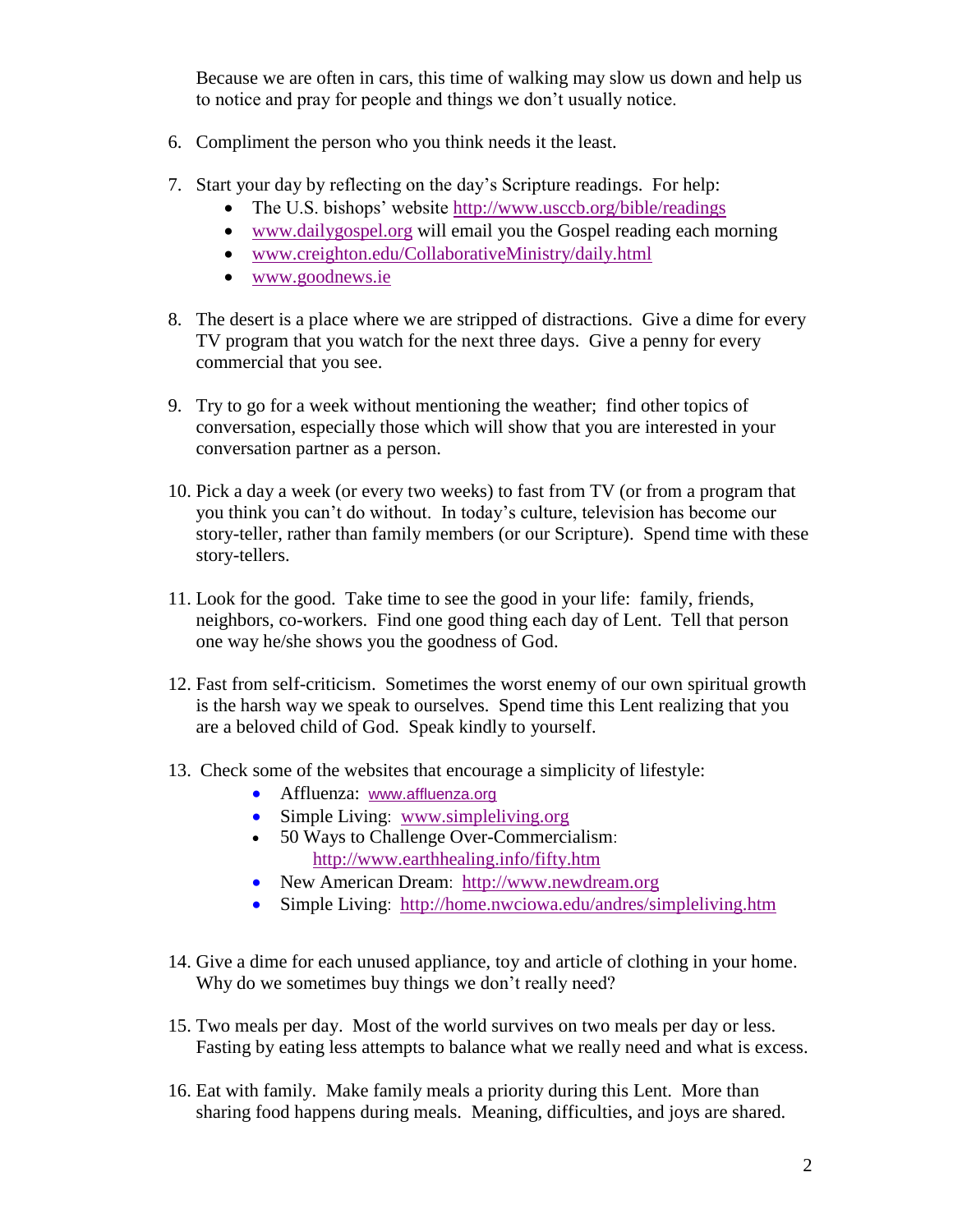Because we are often in cars, this time of walking may slow us down and help us to notice and pray for people and things we don't usually notice.

6. Compliment the person who you think needs it the least.

7. Start your day by reflecting on the day's Scripture readings. For help:
   - The U.S. bishops' website http://www.usccb.org/bible/readings
   - www.dailygospel.org will email you the Gospel reading each morning
   - www.creighton.edu/CollaborativeMinistry/daily.html
   - www.goodnews.ie

8. The desert is a place where we are stripped of distractions. Give a dime for every TV program that you watch for the next three days. Give a penny for every commercial that you see.

9. Try to go for a week without mentioning the weather; find other topics of conversation, especially those which will show that you are interested in your conversation partner as a person.

10. Pick a day a week (or every two weeks) to fast from TV (or from a program that you think you can't do without. In today's culture, television has become our story-teller, rather than family members (or our Scripture). Spend time with these story-tellers.

11. Look for the good. Take time to see the good in your life: family, friends, neighbors, co-workers. Find one good thing each day of Lent. Tell that person one way he/she shows you the goodness of God.

12. Fast from self-criticism. Sometimes the worst enemy of our own spiritual growth is the harsh way we speak to ourselves. Spend time this Lent realizing that you are a beloved child of God. Speak kindly to yourself.

13. Check some of the websites that encourage a simplicity of lifestyle:
    - Affluenza: www.affluenza.org
    - Simple Living: www.simpleliving.org
    - 50 Ways to Challenge Over-Commercialism: http://www.earthhealing.info/fifty.htm
    - New American Dream: http://www.newdream.org
    - Simple Living: http://home.nwciowa.edu/andres/simpleliving.htm

14. Give a dime for each unused appliance, toy and article of clothing in your home. Why do we sometimes buy things we don't really need?

15. Two meals per day. Most of the world survives on two meals per day or less. Fasting by eating less attempts to balance what we really need and what is excess.

16. Eat with family. Make family meals a priority during this Lent. More than sharing food happens during meals. Meaning, difficulties, and joys are shared.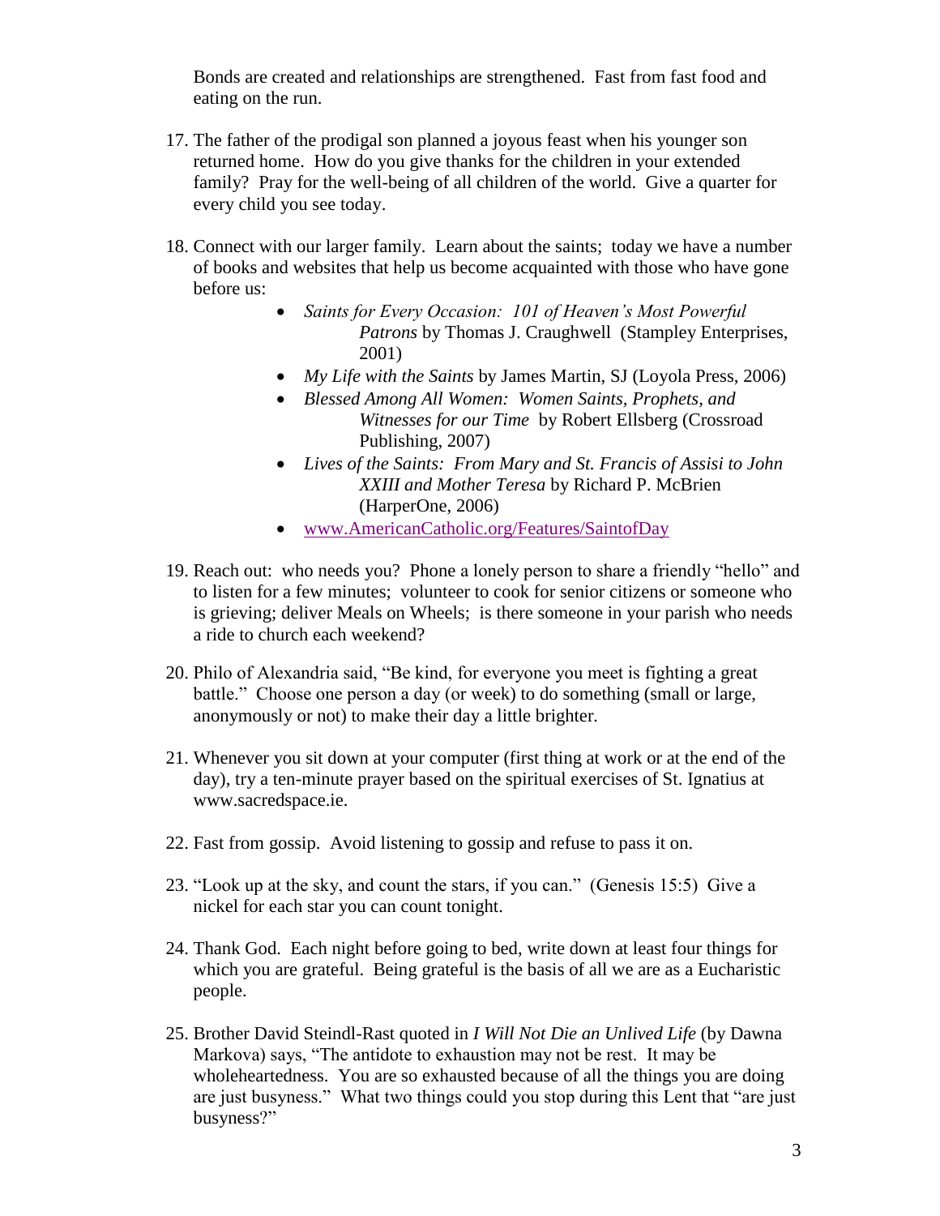Bonds are created and relationships are strengthened. Fast from fast food and eating on the run.

17. The father of the prodigal son planned a joyous feast when his younger son returned home. How do you give thanks for the children in your extended family? Pray for the well-being of all children of the world. Give a quarter for every child you see today.

18. Connect with our larger family. Learn about the saints; today we have a number of books and websites that help us become acquainted with those who have gone before us:
    - *Saints for Every Occasion: 101 of Heaven's Most Powerful Patrons* by Thomas J. Craughwell (Stampley Enterprises, 2001)
    - *My Life with the Saints* by James Martin, SJ (Loyola Press, 2006)
    - *Blessed Among All Women: Women Saints, Prophets, and Witnesses for our Time* by Robert Ellsberg (Crossroad Publishing, 2007)
    - *Lives of the Saints: From Mary and St. Francis of Assisi to John XXIII and Mother Teresa* by Richard P. McBrien (HarperOne, 2006)
    - www.AmericanCatholic.org/Features/SaintofDay

19. Reach out: who needs you? Phone a lonely person to share a friendly "hello" and to listen for a few minutes; volunteer to cook for senior citizens or someone who is grieving; deliver Meals on Wheels; is there someone in your parish who needs a ride to church each weekend?

20. Philo of Alexandria said, "Be kind, for everyone you meet is fighting a great battle." Choose one person a day (or week) to do something (small or large, anonymously or not) to make their day a little brighter.

21. Whenever you sit down at your computer (first thing at work or at the end of the day), try a ten-minute prayer based on the spiritual exercises of St. Ignatius at www.sacredspace.ie.

22. Fast from gossip. Avoid listening to gossip and refuse to pass it on.

23. "Look up at the sky, and count the stars, if you can." (Genesis 15:5) Give a nickel for each star you can count tonight.

24. Thank God. Each night before going to bed, write down at least four things for which you are grateful. Being grateful is the basis of all we are as a Eucharistic people.

25. Brother David Steindl-Rast quoted in *I Will Not Die an Unlived Life* (by Dawna Markova) says, "The antidote to exhaustion may not be rest. It may be wholeheartedness. You are so exhausted because of all the things you are doing are just busyness." What two things could you stop during this Lent that "are just busyness?"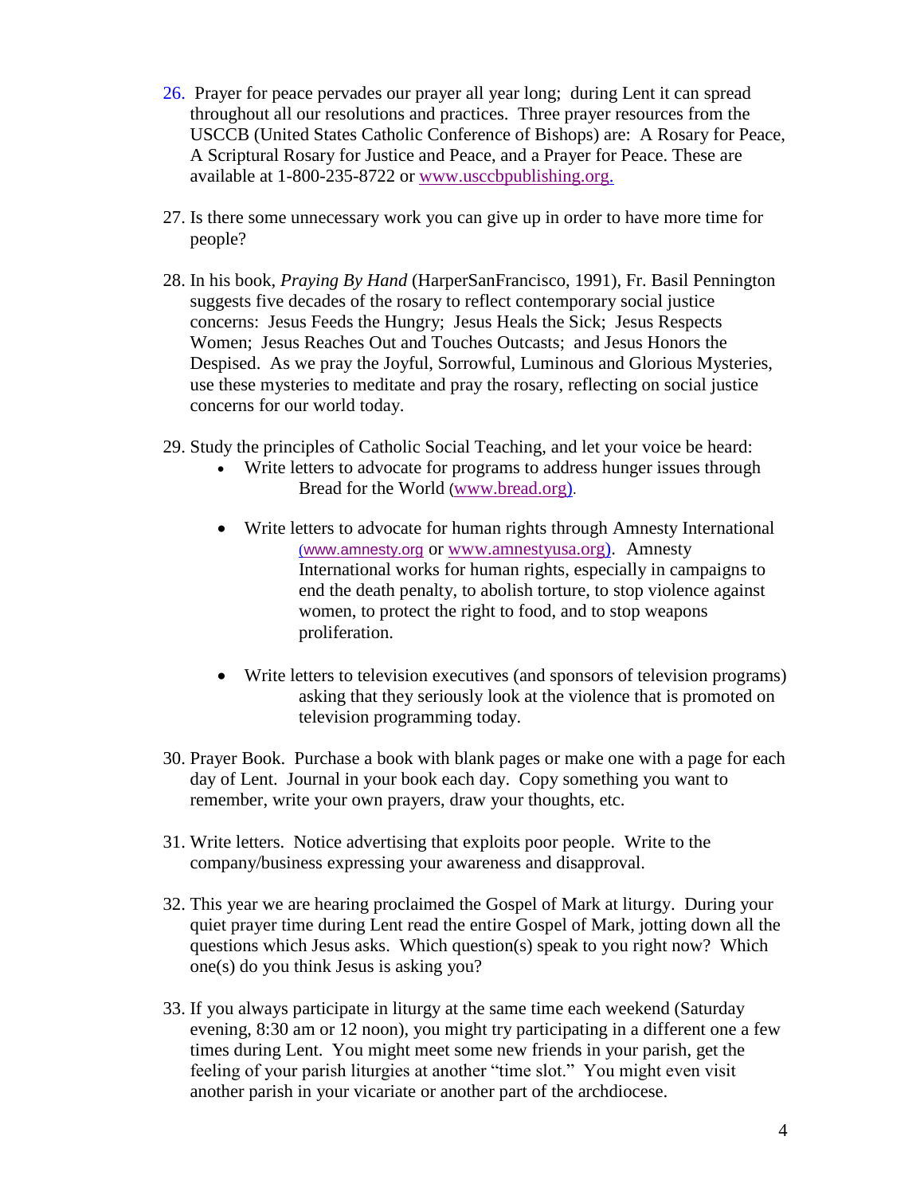26. Prayer for peace pervades our prayer all year long; during Lent it can spread throughout all our resolutions and practices. Three prayer resources from the USCCB (United States Catholic Conference of Bishops) are: A Rosary for Peace, A Scriptural Rosary for Justice and Peace, and a Prayer for Peace. These are available at 1-800-235-8722 or www.usccbpublishing.org.

27. Is there some unnecessary work you can give up in order to have more time for people?

28. In his book, *Praying By Hand* (HarperSanFrancisco, 1991), Fr. Basil Pennington suggests five decades of the rosary to reflect contemporary social justice concerns: Jesus Feeds the Hungry; Jesus Heals the Sick; Jesus Respects Women; Jesus Reaches Out and Touches Outcasts; and Jesus Honors the Despised. As we pray the Joyful, Sorrowful, Luminous and Glorious Mysteries, use these mysteries to meditate and pray the rosary, reflecting on social justice concerns for our world today.

29. Study the principles of Catholic Social Teaching, and let your voice be heard:
    - Write letters to advocate for programs to address hunger issues through Bread for the World (www.bread.org).
    - Write letters to advocate for human rights through Amnesty International (www.amnesty.org or www.amnestyusa.org). Amnesty International works for human rights, especially in campaigns to end the death penalty, to abolish torture, to stop violence against women, to protect the right to food, and to stop weapons proliferation.
    - Write letters to television executives (and sponsors of television programs) asking that they seriously look at the violence that is promoted on television programming today.

30. Prayer Book. Purchase a book with blank pages or make one with a page for each day of Lent. Journal in your book each day. Copy something you want to remember, write your own prayers, draw your thoughts, etc.

31. Write letters. Notice advertising that exploits poor people. Write to the company/business expressing your awareness and disapproval.

32. This year we are hearing proclaimed the Gospel of Mark at liturgy. During your quiet prayer time during Lent read the entire Gospel of Mark, jotting down all the questions which Jesus asks. Which question(s) speak to you right now? Which one(s) do you think Jesus is asking you?

33. If you always participate in liturgy at the same time each weekend (Saturday evening, 8:30 am or 12 noon), you might try participating in a different one a few times during Lent. You might meet some new friends in your parish, get the feeling of your parish liturgies at another "time slot." You might even visit another parish in your vicariate or another part of the archdiocese.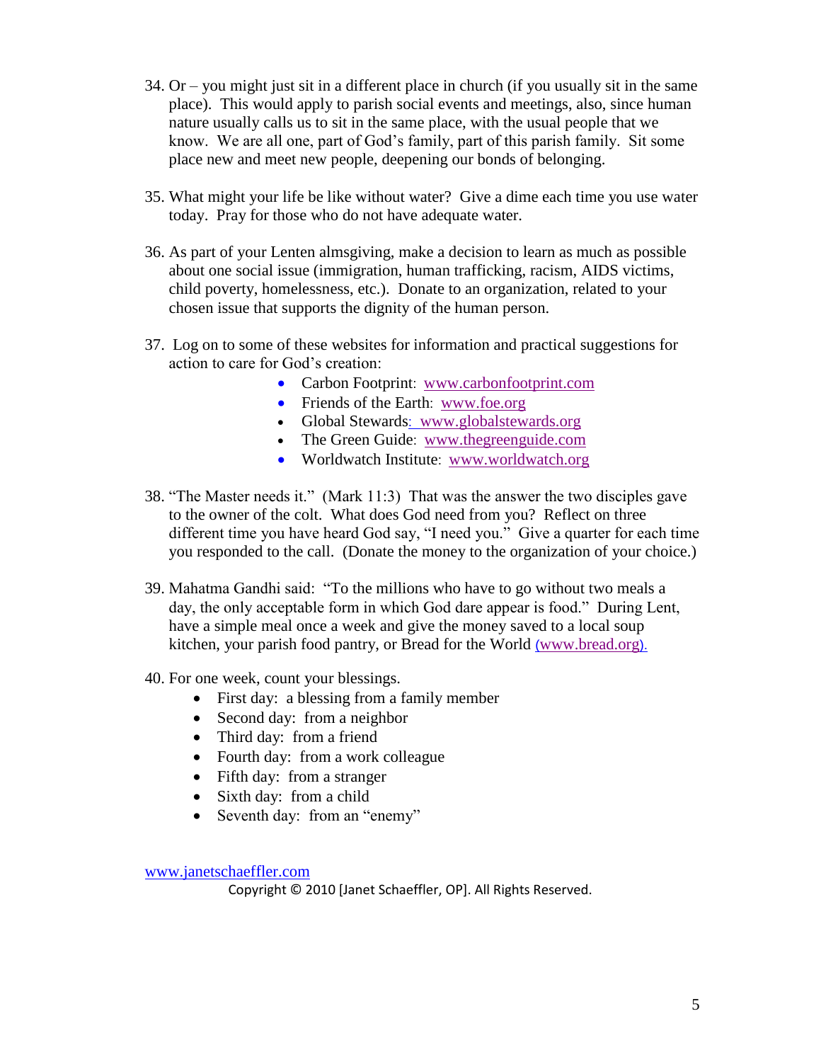34. Or – you might just sit in a different place in church (if you usually sit in the same place). This would apply to parish social events and meetings, also, since human nature usually calls us to sit in the same place, with the usual people that we know. We are all one, part of God's family, part of this parish family. Sit some place new and meet new people, deepening our bonds of belonging.

35. What might your life be like without water? Give a dime each time you use water today. Pray for those who do not have adequate water.

36. As part of your Lenten almsgiving, make a decision to learn as much as possible about one social issue (immigration, human trafficking, racism, AIDS victims, child poverty, homelessness, etc.). Donate to an organization, related to your chosen issue that supports the dignity of the human person.

37. Log on to some of these websites for information and practical suggestions for action to care for God's creation:
    - Carbon Footprint: www.carbonfootprint.com
    - Friends of the Earth: www.foe.org
    - Global Stewards: www.globalstewards.org
    - The Green Guide: www.thegreenguide.com
    - Worldwatch Institute: www.worldwatch.org

38. "The Master needs it." (Mark 11:3) That was the answer the two disciples gave to the owner of the colt. What does God need from you? Reflect on three different time you have heard God say, "I need you." Give a quarter for each time you responded to the call. (Donate the money to the organization of your choice.)

39. Mahatma Gandhi said: "To the millions who have to go without two meals a day, the only acceptable form in which God dare appear is food." During Lent, have a simple meal once a week and give the money saved to a local soup kitchen, your parish food pantry, or Bread for the World (www.bread.org).

40. For one week, count your blessings.
    - First day: a blessing from a family member
    - Second day: from a neighbor
    - Third day: from a friend
    - Fourth day: from a work colleague
    - Fifth day: from a stranger
    - Sixth day: from a child
    - Seventh day: from an "enemy"

www.janetschaeffler.com

Copyright © 2010 [Janet Schaeffler, OP]. All Rights Reserved.